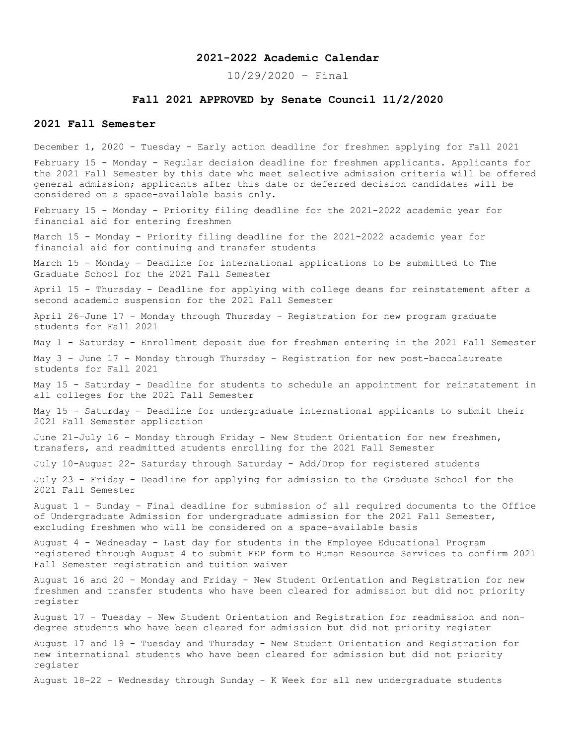# 2021-2022 Academic Calendar

10/29/2020 – Final

## Fall 2021 APPROVED by Senate Council 11/2/2020

## 2021 Fall Semester

December 1, 2020 - Tuesday - Early action deadline for freshmen applying for Fall 2021

February 15 - Monday - Regular decision deadline for freshmen applicants. Applicants for the 2021 Fall Semester by this date who meet selective admission criteria will be offered general admission; applicants after this date or deferred decision candidates will be considered on a space-available basis only.

February 15 - Monday - Priority filing deadline for the 2021-2022 academic year for financial aid for entering freshmen

March 15 - Monday - Priority filing deadline for the 2021-2022 academic year for financial aid for continuing and transfer students

March 15 - Monday - Deadline for international applications to be submitted to The Graduate School for the 2021 Fall Semester

April 15 - Thursday - Deadline for applying with college deans for reinstatement after a second academic suspension for the 2021 Fall Semester

April 26–June 17 - Monday through Thursday - Registration for new program graduate students for Fall 2021

May 1 - Saturday - Enrollment deposit due for freshmen entering in the 2021 Fall Semester

May 3 – June 17 - Monday through Thursday – Registration for new post-baccalaureate students for Fall 2021

May 15 - Saturday - Deadline for students to schedule an appointment for reinstatement in all colleges for the 2021 Fall Semester

May 15 - Saturday - Deadline for undergraduate international applicants to submit their 2021 Fall Semester application

June 21-July 16 - Monday through Friday - New Student Orientation for new freshmen, transfers, and readmitted students enrolling for the 2021 Fall Semester

July 10-August 22- Saturday through Saturday - Add/Drop for registered students

July 23 - Friday - Deadline for applying for admission to the Graduate School for the 2021 Fall Semester

August 1 - Sunday - Final deadline for submission of all required documents to the Office of Undergraduate Admission for undergraduate admission for the 2021 Fall Semester, excluding freshmen who will be considered on a space-available basis

August 4 - Wednesday - Last day for students in the Employee Educational Program registered through August 4 to submit EEP form to Human Resource Services to confirm 2021 Fall Semester registration and tuition waiver

August 16 and 20 - Monday and Friday - New Student Orientation and Registration for new freshmen and transfer students who have been cleared for admission but did not priority register

August 17 - Tuesday - New Student Orientation and Registration for readmission and non-degree students who have been cleared for admission but did not priority register

August 17 and 19 - Tuesday and Thursday - New Student Orientation and Registration for new international students who have been cleared for admission but did not priority register

August 18-22 - Wednesday through Sunday - K Week for all new undergraduate students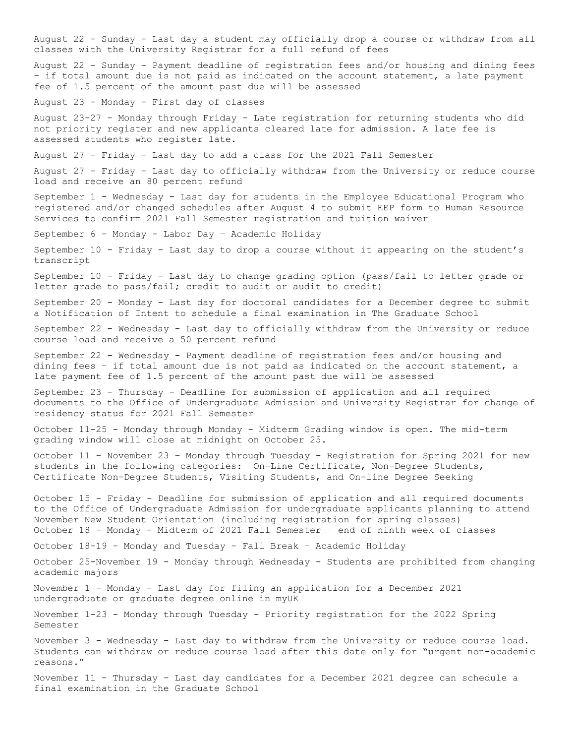August 22 - Sunday - Last day a student may officially drop a course or withdraw from all classes with the University Registrar for a full refund of fees

August 22 - Sunday - Payment deadline of registration fees and/or housing and dining fees – if total amount due is not paid as indicated on the account statement, a late payment fee of 1.5 percent of the amount past due will be assessed

August 23 - Monday - First day of classes

August 23-27 - Monday through Friday - Late registration for returning students who did not priority register and new applicants cleared late for admission. A late fee is assessed students who register late.

August 27 - Friday - Last day to add a class for the 2021 Fall Semester

August 27 - Friday - Last day to officially withdraw from the University or reduce course load and receive an 80 percent refund

September 1 - Wednesday - Last day for students in the Employee Educational Program who registered and/or changed schedules after August 4 to submit EEP form to Human Resource Services to confirm 2021 Fall Semester registration and tuition waiver

September 6 - Monday - Labor Day – Academic Holiday

September 10 - Friday - Last day to drop a course without it appearing on the student's transcript

September 10 - Friday - Last day to change grading option (pass/fail to letter grade or letter grade to pass/fail; credit to audit or audit to credit)

September 20 - Monday - Last day for doctoral candidates for a December degree to submit a Notification of Intent to schedule a final examination in The Graduate School

September 22 - Wednesday - Last day to officially withdraw from the University or reduce course load and receive a 50 percent refund

September 22 - Wednesday - Payment deadline of registration fees and/or housing and dining fees – if total amount due is not paid as indicated on the account statement, a late payment fee of 1.5 percent of the amount past due will be assessed

September 23 - Thursday - Deadline for submission of application and all required documents to the Office of Undergraduate Admission and University Registrar for change of residency status for 2021 Fall Semester

October 11-25 - Monday through Monday - Midterm Grading window is open. The mid-term grading window will close at midnight on October 25.

October 11 – November 23 – Monday through Tuesday - Registration for Spring 2021 for new students in the following categories: On-Line Certificate, Non-Degree Students, Certificate Non-Degree Students, Visiting Students, and On-line Degree Seeking

October 15 - Friday - Deadline for submission of application and all required documents to the Office of Undergraduate Admission for undergraduate applicants planning to attend November New Student Orientation (including registration for spring classes)

October 18 - Monday - Midterm of 2021 Fall Semester – end of ninth week of classes

October 18-19 - Monday and Tuesday - Fall Break – Academic Holiday

October 25-November 19 - Monday through Wednesday - Students are prohibited from changing academic majors

November 1 - Monday - Last day for filing an application for a December 2021 undergraduate or graduate degree online in myUK

November 1-23 - Monday through Tuesday - Priority registration for the 2022 Spring Semester

November 3 - Wednesday - Last day to withdraw from the University or reduce course load. Students can withdraw or reduce course load after this date only for "urgent non-academic reasons."

November 11 - Thursday - Last day candidates for a December 2021 degree can schedule a final examination in the Graduate School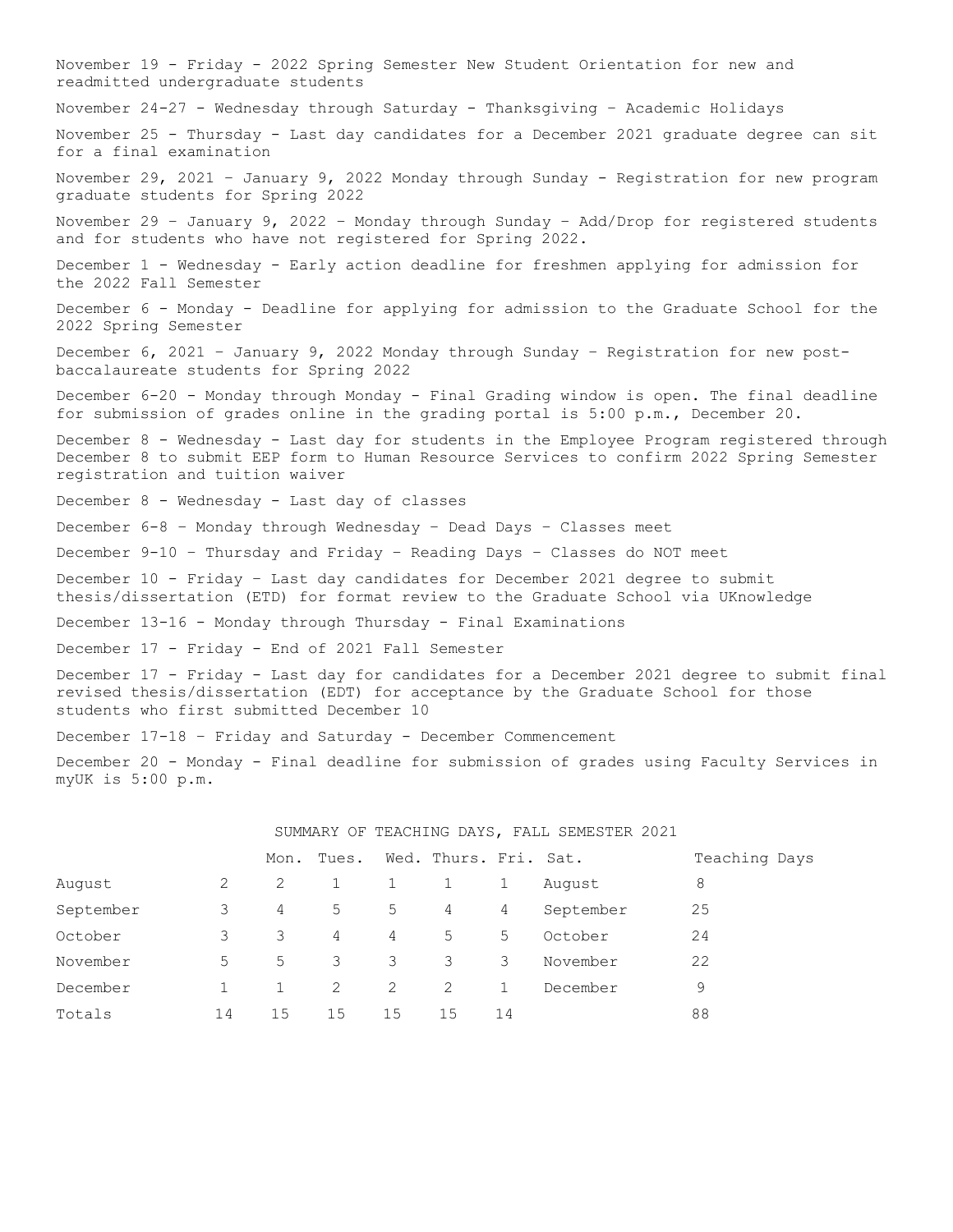November 19 - Friday - 2022 Spring Semester New Student Orientation for new and readmitted undergraduate students

November 24-27 - Wednesday through Saturday - Thanksgiving – Academic Holidays

November 25 - Thursday - Last day candidates for a December 2021 graduate degree can sit for a final examination

November 29, 2021 – January 9, 2022 Monday through Sunday - Registration for new program graduate students for Spring 2022

November 29 – January 9, 2022 – Monday through Sunday – Add/Drop for registered students and for students who have not registered for Spring 2022.

December 1 - Wednesday - Early action deadline for freshmen applying for admission for the 2022 Fall Semester

December 6 - Monday - Deadline for applying for admission to the Graduate School for the 2022 Spring Semester

December 6, 2021 – January 9, 2022 Monday through Sunday – Registration for new post-baccalaureate students for Spring 2022

December 6-20 - Monday through Monday - Final Grading window is open. The final deadline for submission of grades online in the grading portal is 5:00 p.m., December 20.

December 8 - Wednesday - Last day for students in the Employee Program registered through December 8 to submit EEP form to Human Resource Services to confirm 2022 Spring Semester registration and tuition waiver

December 8 - Wednesday - Last day of classes

December 6-8 – Monday through Wednesday – Dead Days – Classes meet

December 9-10 – Thursday and Friday – Reading Days – Classes do NOT meet

December 10 - Friday – Last day candidates for December 2021 degree to submit thesis/dissertation (ETD) for format review to the Graduate School via UKnowledge

December 13-16 - Monday through Thursday - Final Examinations

December 17 - Friday - End of 2021 Fall Semester

December 17 - Friday - Last day for candidates for a December 2021 degree to submit final revised thesis/dissertation (EDT) for acceptance by the Graduate School for those students who first submitted December 10

December 17-18 – Friday and Saturday - December Commencement

December 20 - Monday - Final deadline for submission of grades using Faculty Services in myUK is 5:00 p.m.

SUMMARY OF TEACHING DAYS, FALL SEMESTER 2021

| | Mon. | Tues. | Wed. | Thurs. | Fri. | Sat. | | Teaching Days |
|---|---|---|---|---|---|---|---|---|
| August | 2 | 2 | 1 | 1 | 1 | 1 | August | 8 |
| September | 3 | 4 | 5 | 5 | 4 | 4 | September | 25 |
| October | 3 | 3 | 4 | 4 | 5 | 5 | October | 24 |
| November | 5 | 5 | 3 | 3 | 3 | 3 | November | 22 |
| December | 1 | 1 | 2 | 2 | 2 | 1 | December | 9 |
| Totals | 14 | 15 | 15 | 15 | 15 | 14 | | 88 |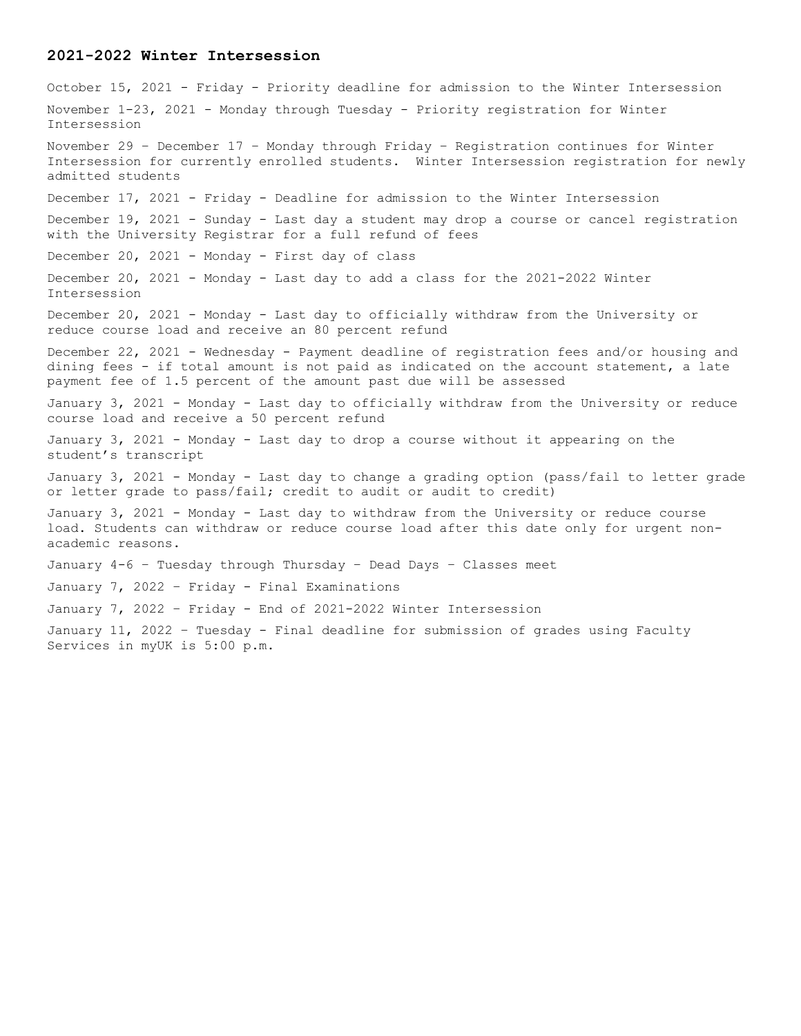## 2021-2022 Winter Intersession

October 15, 2021 - Friday - Priority deadline for admission to the Winter Intersession

November 1-23, 2021 - Monday through Tuesday - Priority registration for Winter Intersession

November 29 – December 17 – Monday through Friday – Registration continues for Winter Intersession for currently enrolled students. Winter Intersession registration for newly admitted students

December 17, 2021 - Friday - Deadline for admission to the Winter Intersession

December 19, 2021 - Sunday - Last day a student may drop a course or cancel registration with the University Registrar for a full refund of fees

December 20, 2021 - Monday - First day of class

December 20, 2021 - Monday - Last day to add a class for the 2021-2022 Winter Intersession

December 20, 2021 - Monday - Last day to officially withdraw from the University or reduce course load and receive an 80 percent refund

December 22, 2021 - Wednesday - Payment deadline of registration fees and/or housing and dining fees - if total amount is not paid as indicated on the account statement, a late payment fee of 1.5 percent of the amount past due will be assessed

January 3, 2021 - Monday - Last day to officially withdraw from the University or reduce course load and receive a 50 percent refund

January 3, 2021 - Monday - Last day to drop a course without it appearing on the student's transcript

January 3, 2021 - Monday - Last day to change a grading option (pass/fail to letter grade or letter grade to pass/fail; credit to audit or audit to credit)

January 3, 2021 - Monday - Last day to withdraw from the University or reduce course load. Students can withdraw or reduce course load after this date only for urgent non-academic reasons.

January 4-6 – Tuesday through Thursday – Dead Days – Classes meet

January 7, 2022 – Friday - Final Examinations

January 7, 2022 – Friday - End of 2021-2022 Winter Intersession

January 11, 2022 – Tuesday - Final deadline for submission of grades using Faculty Services in myUK is 5:00 p.m.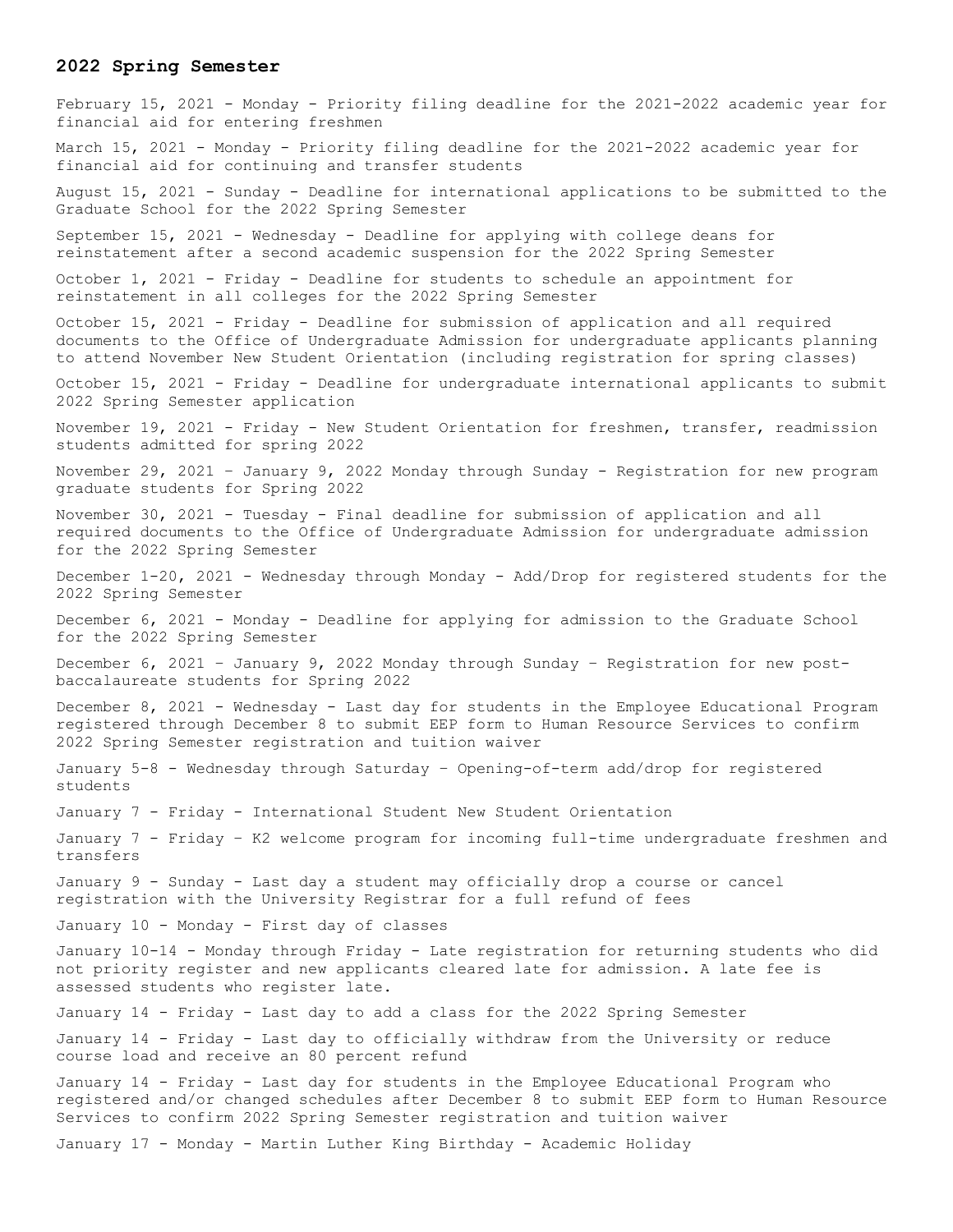### 2022 Spring Semester

February 15, 2021 - Monday - Priority filing deadline for the 2021-2022 academic year for financial aid for entering freshmen

March 15, 2021 - Monday - Priority filing deadline for the 2021-2022 academic year for financial aid for continuing and transfer students

August 15, 2021 - Sunday - Deadline for international applications to be submitted to the Graduate School for the 2022 Spring Semester

September 15, 2021 - Wednesday - Deadline for applying with college deans for reinstatement after a second academic suspension for the 2022 Spring Semester

October 1, 2021 - Friday - Deadline for students to schedule an appointment for reinstatement in all colleges for the 2022 Spring Semester

October 15, 2021 - Friday - Deadline for submission of application and all required documents to the Office of Undergraduate Admission for undergraduate applicants planning to attend November New Student Orientation (including registration for spring classes)

October 15, 2021 - Friday - Deadline for undergraduate international applicants to submit 2022 Spring Semester application

November 19, 2021 - Friday - New Student Orientation for freshmen, transfer, readmission students admitted for spring 2022

November 29, 2021 – January 9, 2022 Monday through Sunday - Registration for new program graduate students for Spring 2022

November 30, 2021 - Tuesday - Final deadline for submission of application and all required documents to the Office of Undergraduate Admission for undergraduate admission for the 2022 Spring Semester

December 1-20, 2021 - Wednesday through Monday - Add/Drop for registered students for the 2022 Spring Semester

December 6, 2021 - Monday - Deadline for applying for admission to the Graduate School for the 2022 Spring Semester

December 6, 2021 – January 9, 2022 Monday through Sunday – Registration for new post-baccalaureate students for Spring 2022

December 8, 2021 - Wednesday - Last day for students in the Employee Educational Program registered through December 8 to submit EEP form to Human Resource Services to confirm 2022 Spring Semester registration and tuition waiver

January 5-8 - Wednesday through Saturday – Opening-of-term add/drop for registered students

January 7 - Friday - International Student New Student Orientation

January 7 - Friday – K2 welcome program for incoming full-time undergraduate freshmen and transfers

January 9 - Sunday - Last day a student may officially drop a course or cancel registration with the University Registrar for a full refund of fees

January 10 - Monday - First day of classes

January 10-14 - Monday through Friday - Late registration for returning students who did not priority register and new applicants cleared late for admission. A late fee is assessed students who register late.

January 14 - Friday - Last day to add a class for the 2022 Spring Semester

January 14 - Friday - Last day to officially withdraw from the University or reduce course load and receive an 80 percent refund

January 14 - Friday - Last day for students in the Employee Educational Program who registered and/or changed schedules after December 8 to submit EEP form to Human Resource Services to confirm 2022 Spring Semester registration and tuition waiver

January 17 - Monday - Martin Luther King Birthday - Academic Holiday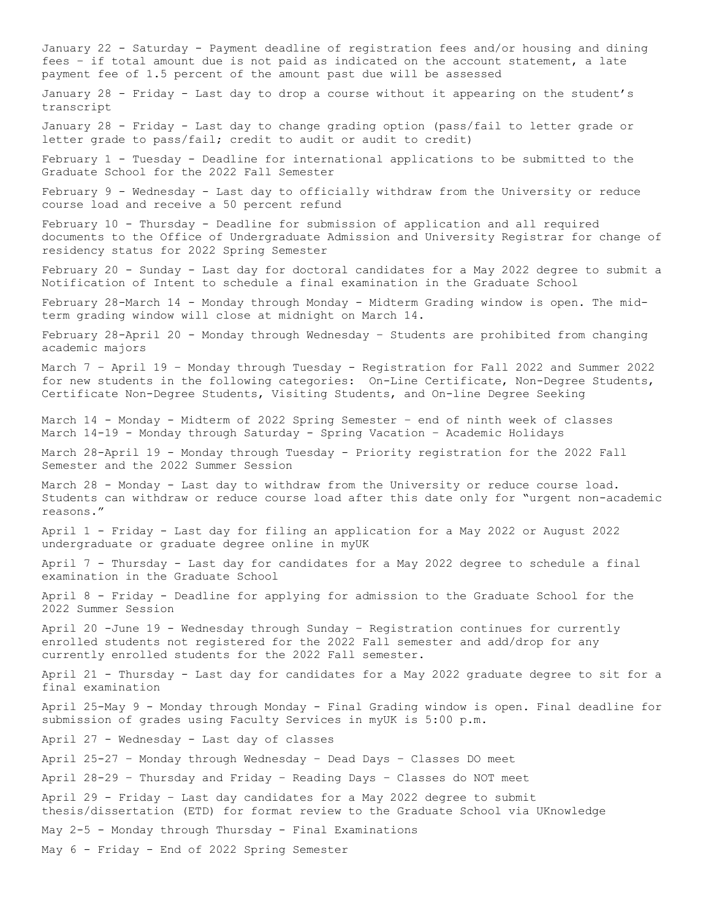January 22 - Saturday - Payment deadline of registration fees and/or housing and dining fees – if total amount due is not paid as indicated on the account statement, a late payment fee of 1.5 percent of the amount past due will be assessed

January 28 - Friday - Last day to drop a course without it appearing on the student's transcript

January 28 - Friday - Last day to change grading option (pass/fail to letter grade or letter grade to pass/fail; credit to audit or audit to credit)

February 1 - Tuesday - Deadline for international applications to be submitted to the Graduate School for the 2022 Fall Semester

February 9 - Wednesday - Last day to officially withdraw from the University or reduce course load and receive a 50 percent refund

February 10 - Thursday - Deadline for submission of application and all required documents to the Office of Undergraduate Admission and University Registrar for change of residency status for 2022 Spring Semester

February 20 - Sunday - Last day for doctoral candidates for a May 2022 degree to submit a Notification of Intent to schedule a final examination in the Graduate School

February 28-March 14 - Monday through Monday - Midterm Grading window is open. The mid-term grading window will close at midnight on March 14.

February 28-April 20 - Monday through Wednesday – Students are prohibited from changing academic majors

March 7 – April 19 – Monday through Tuesday - Registration for Fall 2022 and Summer 2022 for new students in the following categories: On-Line Certificate, Non-Degree Students, Certificate Non-Degree Students, Visiting Students, and On-line Degree Seeking

March 14 - Monday - Midterm of 2022 Spring Semester – end of ninth week of classes
March 14-19 - Monday through Saturday - Spring Vacation – Academic Holidays

March 28-April 19 - Monday through Tuesday - Priority registration for the 2022 Fall Semester and the 2022 Summer Session

March 28 - Monday - Last day to withdraw from the University or reduce course load. Students can withdraw or reduce course load after this date only for "urgent non-academic reasons."

April 1 - Friday - Last day for filing an application for a May 2022 or August 2022 undergraduate or graduate degree online in myUK

April 7 - Thursday - Last day for candidates for a May 2022 degree to schedule a final examination in the Graduate School

April 8 - Friday - Deadline for applying for admission to the Graduate School for the 2022 Summer Session

April 20 -June 19 - Wednesday through Sunday – Registration continues for currently enrolled students not registered for the 2022 Fall semester and add/drop for any currently enrolled students for the 2022 Fall semester.

April 21 - Thursday - Last day for candidates for a May 2022 graduate degree to sit for a final examination

April 25-May 9 - Monday through Monday - Final Grading window is open. Final deadline for submission of grades using Faculty Services in myUK is 5:00 p.m.

April 27 - Wednesday - Last day of classes

April 25-27 – Monday through Wednesday – Dead Days – Classes DO meet

April 28-29 – Thursday and Friday – Reading Days – Classes do NOT meet

April 29 - Friday – Last day candidates for a May 2022 degree to submit thesis/dissertation (ETD) for format review to the Graduate School via UKnowledge

May 2-5 - Monday through Thursday - Final Examinations

May 6 - Friday - End of 2022 Spring Semester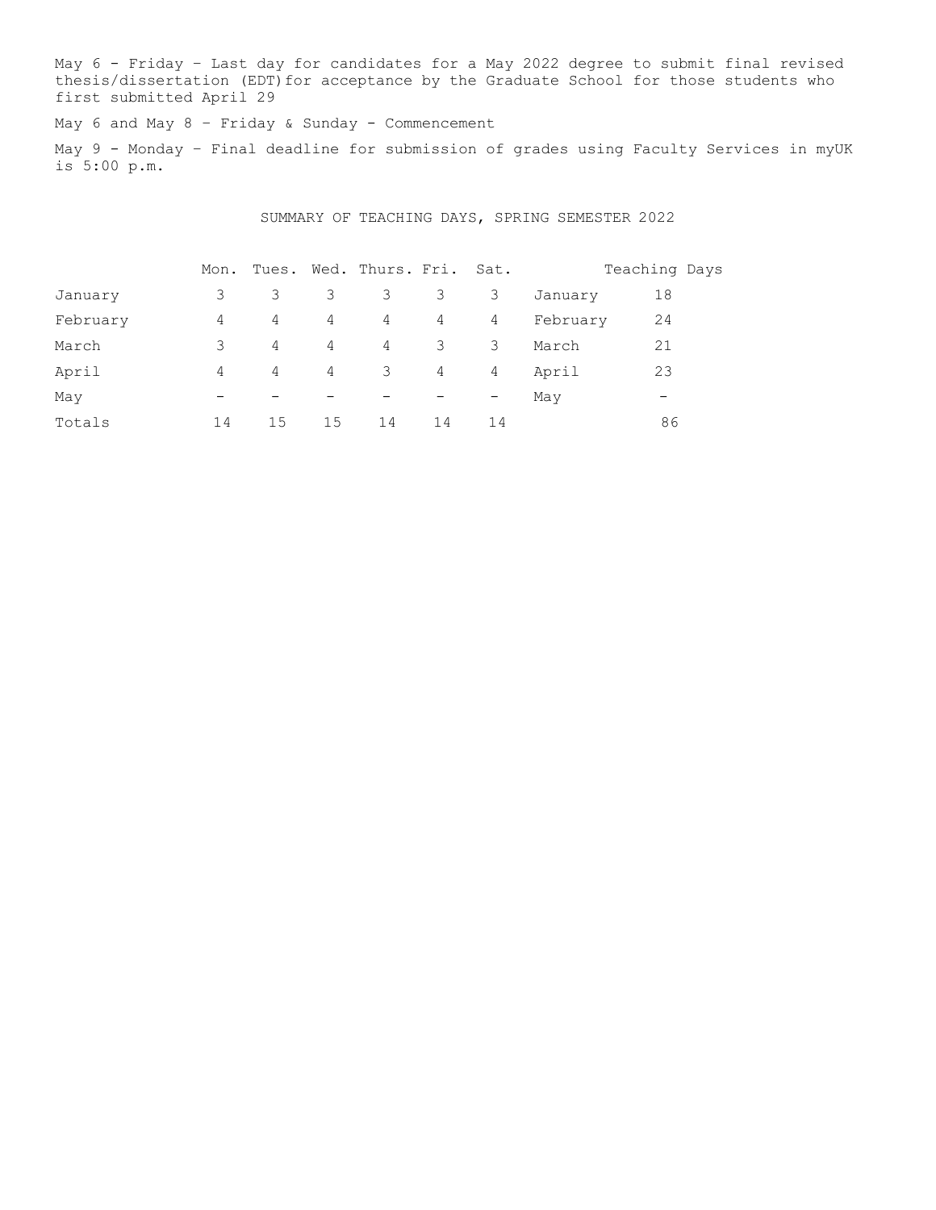May 6 - Friday – Last day for candidates for a May 2022 degree to submit final revised thesis/dissertation (EDT)for acceptance by the Graduate School for those students who first submitted April 29

May 6 and May 8 – Friday & Sunday - Commencement

May 9 - Monday – Final deadline for submission of grades using Faculty Services in myUK is 5:00 p.m.

SUMMARY OF TEACHING DAYS, SPRING SEMESTER 2022

| | Mon. | Tues. | Wed. | Thurs. | Fri. | Sat. | | Teaching Days |
|---|---|---|---|---|---|---|---|---|
| January | 3 | 3 | 3 | 3 | 3 | 3 | January | 18 |
| February | 4 | 4 | 4 | 4 | 4 | 4 | February | 24 |
| March | 3 | 4 | 4 | 4 | 3 | 3 | March | 21 |
| April | 4 | 4 | 4 | 3 | 4 | 4 | April | 23 |
| May | – | – | – | – | – | – | May | – |
| Totals | 14 | 15 | 15 | 14 | 14 | 14 | | 86 |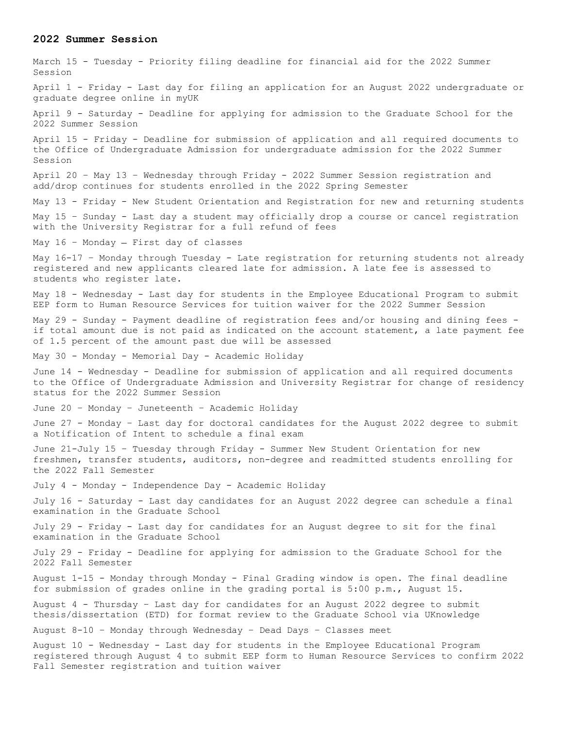**2022 Summer Session**

March 15 - Tuesday - Priority filing deadline for financial aid for the 2022 Summer Session

April 1 - Friday - Last day for filing an application for an August 2022 undergraduate or graduate degree online in myUK

April 9 - Saturday - Deadline for applying for admission to the Graduate School for the 2022 Summer Session

April 15 - Friday - Deadline for submission of application and all required documents to the Office of Undergraduate Admission for undergraduate admission for the 2022 Summer Session

April 20 – May 13 – Wednesday through Friday - 2022 Summer Session registration and add/drop continues for students enrolled in the 2022 Spring Semester

May 13 - Friday - New Student Orientation and Registration for new and returning students

May 15 – Sunday - Last day a student may officially drop a course or cancel registration with the University Registrar for a full refund of fees

May 16 – Monday – First day of classes

May 16-17 – Monday through Tuesday - Late registration for returning students not already registered and new applicants cleared late for admission. A late fee is assessed to students who register late.

May 18 - Wednesday - Last day for students in the Employee Educational Program to submit EEP form to Human Resource Services for tuition waiver for the 2022 Summer Session

May 29 - Sunday - Payment deadline of registration fees and/or housing and dining fees - if total amount due is not paid as indicated on the account statement, a late payment fee of 1.5 percent of the amount past due will be assessed

May 30 - Monday - Memorial Day - Academic Holiday

June 14 - Wednesday - Deadline for submission of application and all required documents to the Office of Undergraduate Admission and University Registrar for change of residency status for the 2022 Summer Session

June 20 – Monday – Juneteenth – Academic Holiday

June 27 - Monday – Last day for doctoral candidates for the August 2022 degree to submit a Notification of Intent to schedule a final exam

June 21-July 15 – Tuesday through Friday - Summer New Student Orientation for new freshmen, transfer students, auditors, non-degree and readmitted students enrolling for the 2022 Fall Semester

July 4 - Monday - Independence Day - Academic Holiday

July 16 - Saturday - Last day candidates for an August 2022 degree can schedule a final examination in the Graduate School

July 29 - Friday - Last day for candidates for an August degree to sit for the final examination in the Graduate School

July 29 - Friday - Deadline for applying for admission to the Graduate School for the 2022 Fall Semester

August 1-15 - Monday through Monday - Final Grading window is open. The final deadline for submission of grades online in the grading portal is 5:00 p.m., August 15.

August 4 - Thursday – Last day for candidates for an August 2022 degree to submit thesis/dissertation (ETD) for format review to the Graduate School via UKnowledge

August 8-10 – Monday through Wednesday – Dead Days – Classes meet

August 10 - Wednesday - Last day for students in the Employee Educational Program registered through August 4 to submit EEP form to Human Resource Services to confirm 2022 Fall Semester registration and tuition waiver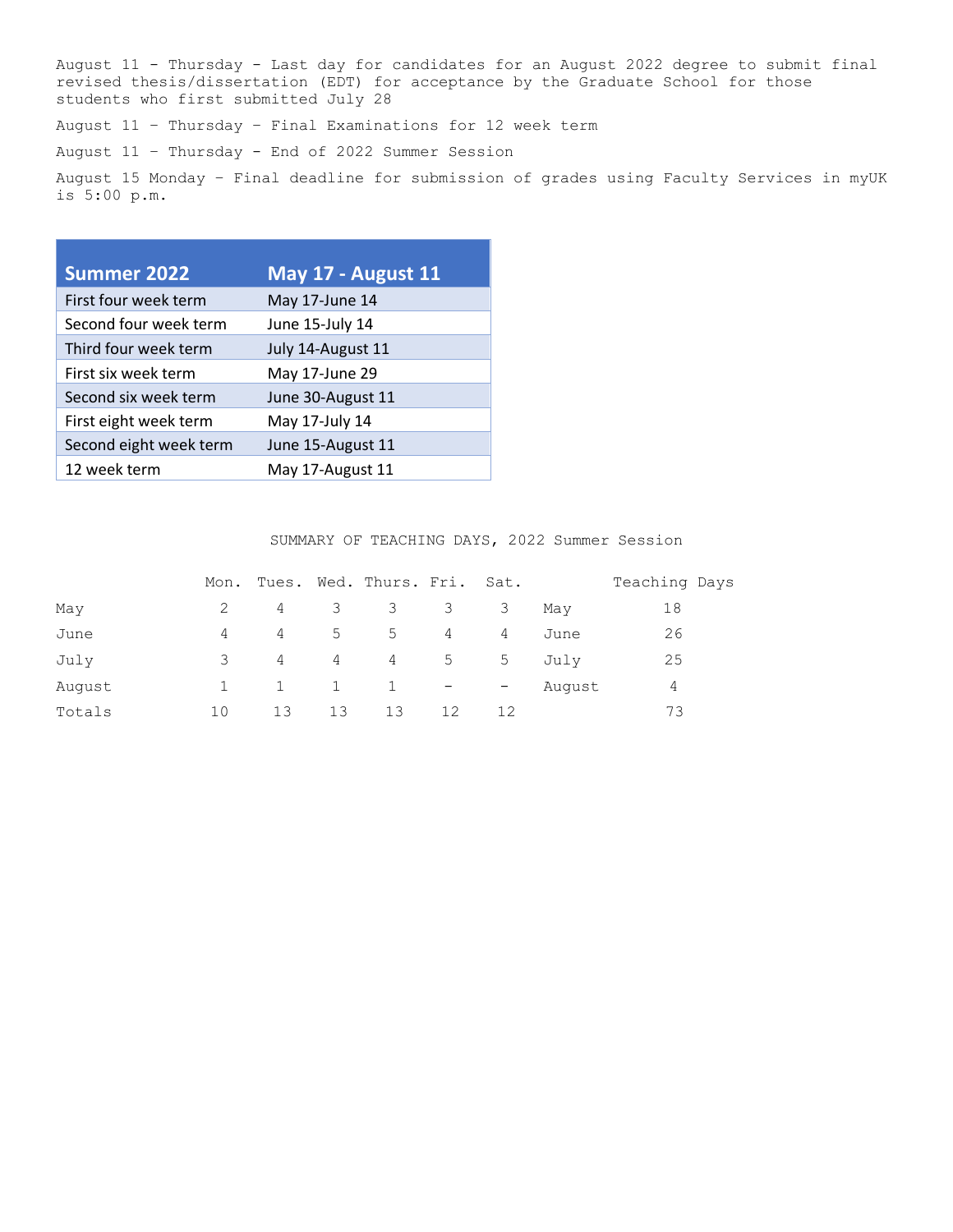August 11 - Thursday - Last day for candidates for an August 2022 degree to submit final revised thesis/dissertation (EDT) for acceptance by the Graduate School for those students who first submitted July 28

August 11 – Thursday – Final Examinations for 12 week term

August 11 – Thursday - End of 2022 Summer Session

August 15 Monday – Final deadline for submission of grades using Faculty Services in myUK is 5:00 p.m.

| Summer 2022 | May 17 - August 11 |
|---|---|
| First four week term | May 17-June 14 |
| Second four week term | June 15-July 14 |
| Third four week term | July 14-August 11 |
| First six week term | May 17-June 29 |
| Second six week term | June 30-August 11 |
| First eight week term | May 17-July 14 |
| Second eight week term | June 15-August 11 |
| 12 week term | May 17-August 11 |

SUMMARY OF TEACHING DAYS, 2022 Summer Session

| | Mon. | Tues. | Wed. | Thurs. | Fri. | Sat. | | Teaching Days |
|---|---|---|---|---|---|---|---|---|
| May | 2 | 4 | 3 | 3 | 3 | 3 | May | 18 |
| June | 4 | 4 | 5 | 5 | 4 | 4 | June | 26 |
| July | 3 | 4 | 4 | 4 | 5 | 5 | July | 25 |
| August | 1 | 1 | 1 | 1 | - | - | August | 4 |
| Totals | 10 | 13 | 13 | 13 | 12 | 12 | | 73 |